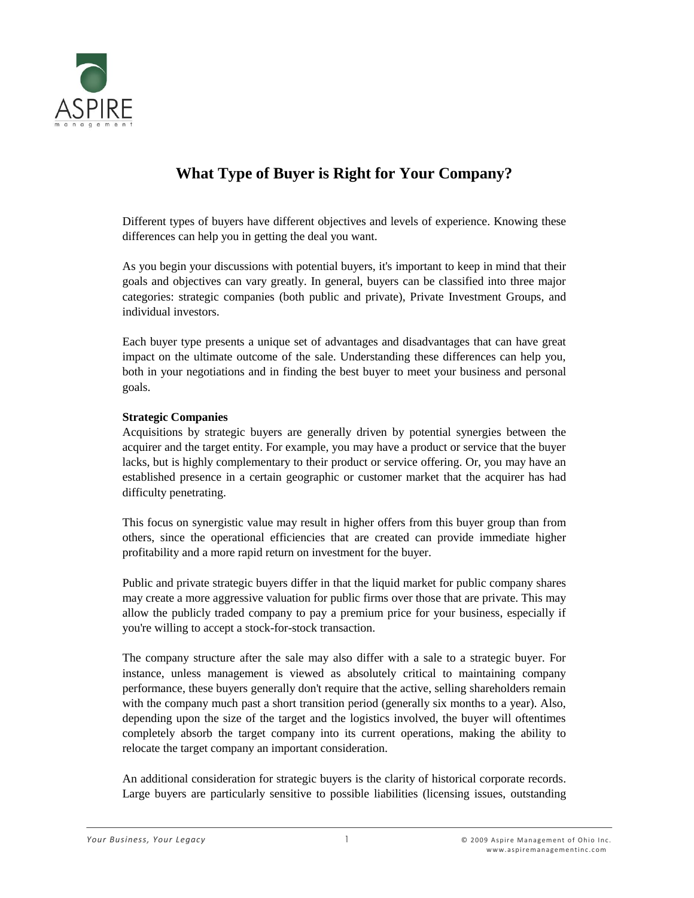ASPIRE
management

# What Type of Buyer is Right for Your Company?

Different types of buyers have different objectives and levels of experience. Knowing these differences can help you in getting the deal you want.

As you begin your discussions with potential buyers, it's important to keep in mind that their goals and objectives can vary greatly. In general, buyers can be classified into three major categories: strategic companies (both public and private), Private Investment Groups, and individual investors.

Each buyer type presents a unique set of advantages and disadvantages that can have great impact on the ultimate outcome of the sale. Understanding these differences can help you, both in your negotiations and in finding the best buyer to meet your business and personal goals.

**Strategic Companies**
Acquisitions by strategic buyers are generally driven by potential synergies between the acquirer and the target entity. For example, you may have a product or service that the buyer lacks, but is highly complementary to their product or service offering. Or, you may have an established presence in a certain geographic or customer market that the acquirer has had difficulty penetrating.

This focus on synergistic value may result in higher offers from this buyer group than from others, since the operational efficiencies that are created can provide immediate higher profitability and a more rapid return on investment for the buyer.

Public and private strategic buyers differ in that the liquid market for public company shares may create a more aggressive valuation for public firms over those that are private. This may allow the publicly traded company to pay a premium price for your business, especially if you're willing to accept a stock-for-stock transaction.

The company structure after the sale may also differ with a sale to a strategic buyer. For instance, unless management is viewed as absolutely critical to maintaining company performance, these buyers generally don't require that the active, selling shareholders remain with the company much past a short transition period (generally six months to a year). Also, depending upon the size of the target and the logistics involved, the buyer will oftentimes completely absorb the target company into its current operations, making the ability to relocate the target company an important consideration.

An additional consideration for strategic buyers is the clarity of historical corporate records. Large buyers are particularly sensitive to possible liabilities (licensing issues, outstanding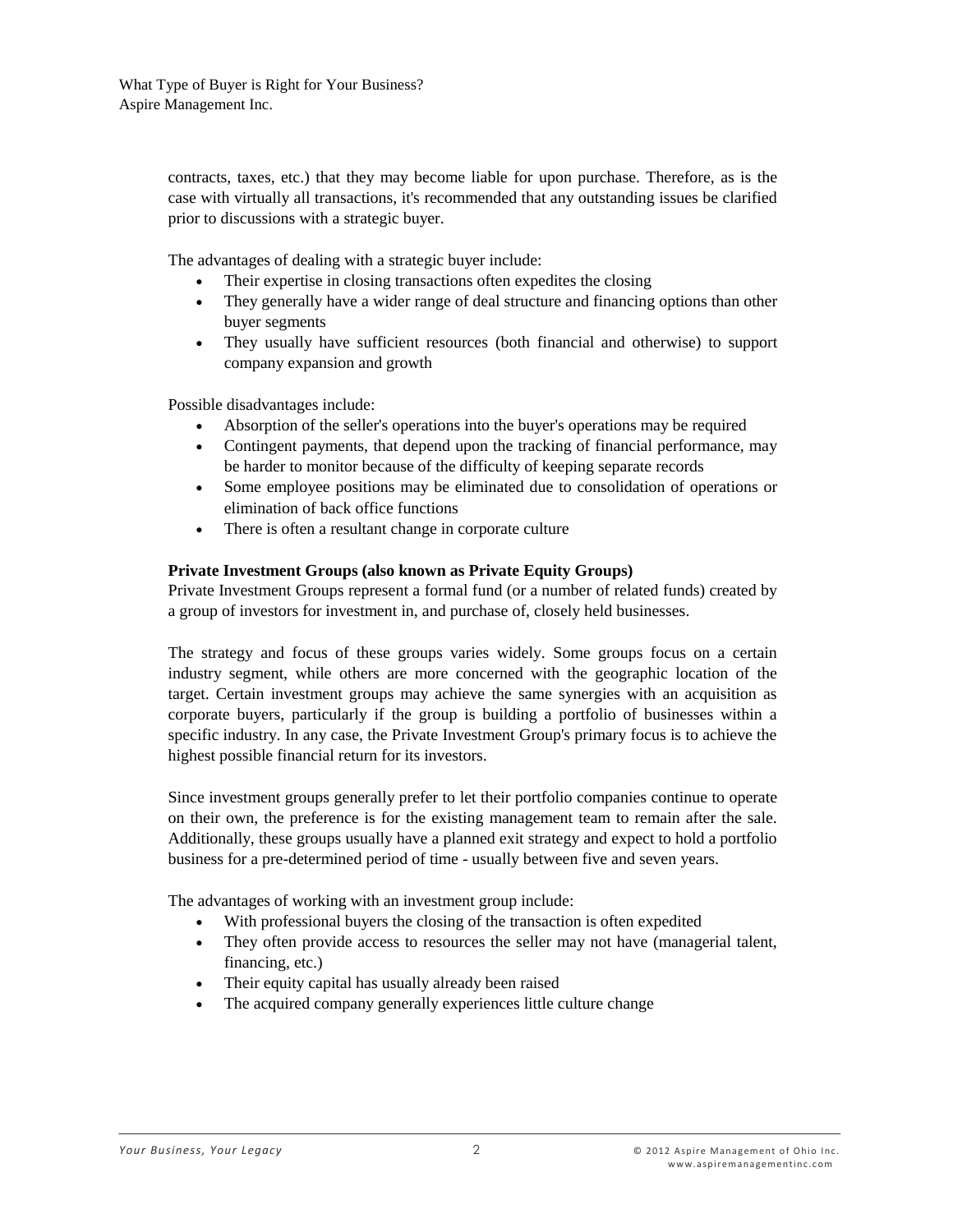contracts, taxes, etc.) that they may become liable for upon purchase. Therefore, as is the case with virtually all transactions, it's recommended that any outstanding issues be clarified prior to discussions with a strategic buyer.

The advantages of dealing with a strategic buyer include:

- Their expertise in closing transactions often expedites the closing
- They generally have a wider range of deal structure and financing options than other buyer segments
- They usually have sufficient resources (both financial and otherwise) to support company expansion and growth

Possible disadvantages include:

- Absorption of the seller's operations into the buyer's operations may be required
- Contingent payments, that depend upon the tracking of financial performance, may be harder to monitor because of the difficulty of keeping separate records
- Some employee positions may be eliminated due to consolidation of operations or elimination of back office functions
- There is often a resultant change in corporate culture

**Private Investment Groups (also known as Private Equity Groups)**

Private Investment Groups represent a formal fund (or a number of related funds) created by a group of investors for investment in, and purchase of, closely held businesses.

The strategy and focus of these groups varies widely. Some groups focus on a certain industry segment, while others are more concerned with the geographic location of the target. Certain investment groups may achieve the same synergies with an acquisition as corporate buyers, particularly if the group is building a portfolio of businesses within a specific industry. In any case, the Private Investment Group's primary focus is to achieve the highest possible financial return for its investors.

Since investment groups generally prefer to let their portfolio companies continue to operate on their own, the preference is for the existing management team to remain after the sale. Additionally, these groups usually have a planned exit strategy and expect to hold a portfolio business for a pre-determined period of time - usually between five and seven years.

The advantages of working with an investment group include:

- With professional buyers the closing of the transaction is often expedited
- They often provide access to resources the seller may not have (managerial talent, financing, etc.)
- Their equity capital has usually already been raised
- The acquired company generally experiences little culture change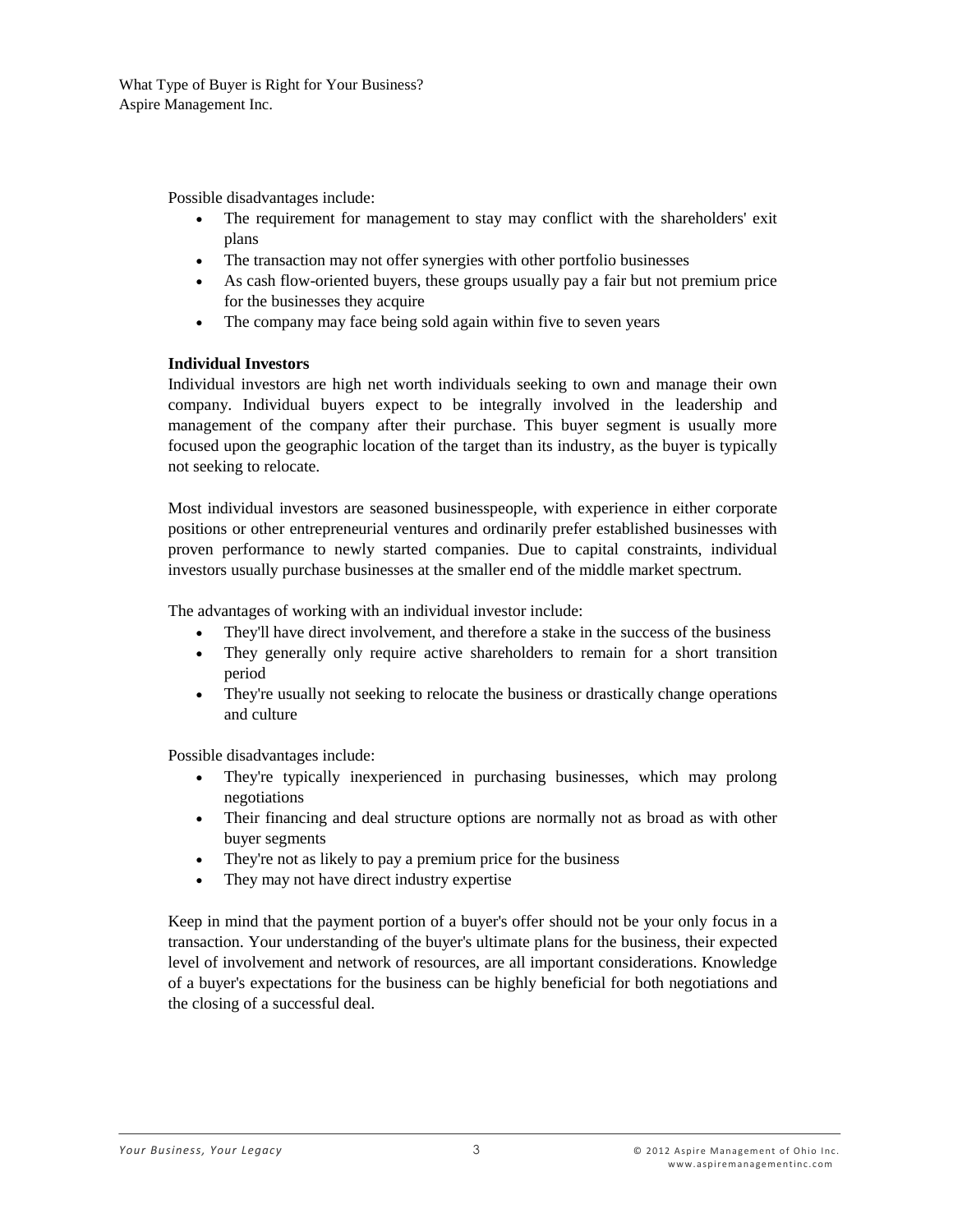Possible disadvantages include:

- The requirement for management to stay may conflict with the shareholders' exit plans
- The transaction may not offer synergies with other portfolio businesses
- As cash flow-oriented buyers, these groups usually pay a fair but not premium price for the businesses they acquire
- The company may face being sold again within five to seven years

**Individual Investors**

Individual investors are high net worth individuals seeking to own and manage their own company. Individual buyers expect to be integrally involved in the leadership and management of the company after their purchase. This buyer segment is usually more focused upon the geographic location of the target than its industry, as the buyer is typically not seeking to relocate.

Most individual investors are seasoned businesspeople, with experience in either corporate positions or other entrepreneurial ventures and ordinarily prefer established businesses with proven performance to newly started companies. Due to capital constraints, individual investors usually purchase businesses at the smaller end of the middle market spectrum.

The advantages of working with an individual investor include:

- They'll have direct involvement, and therefore a stake in the success of the business
- They generally only require active shareholders to remain for a short transition period
- They're usually not seeking to relocate the business or drastically change operations and culture

Possible disadvantages include:

- They're typically inexperienced in purchasing businesses, which may prolong negotiations
- Their financing and deal structure options are normally not as broad as with other buyer segments
- They're not as likely to pay a premium price for the business
- They may not have direct industry expertise

Keep in mind that the payment portion of a buyer's offer should not be your only focus in a transaction. Your understanding of the buyer's ultimate plans for the business, their expected level of involvement and network of resources, are all important considerations. Knowledge of a buyer's expectations for the business can be highly beneficial for both negotiations and the closing of a successful deal.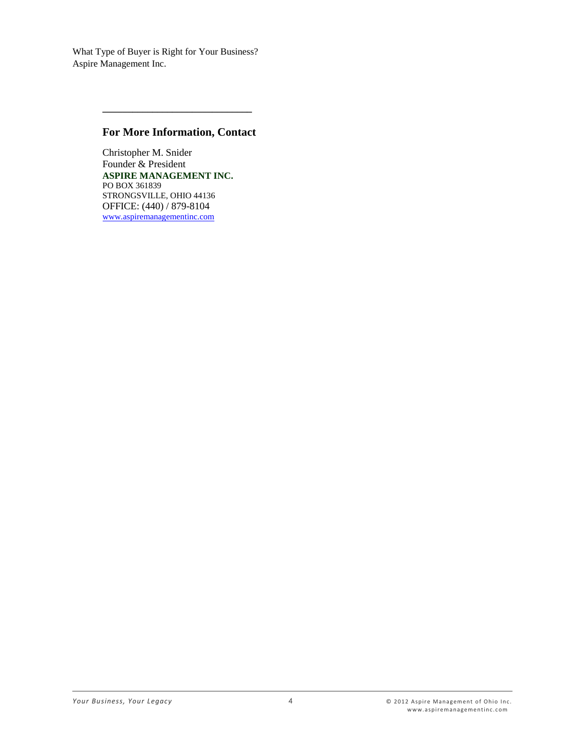---

## For More Information, Contact

Christopher M. Snider
Founder & President
**ASPIRE MANAGEMENT INC.**
PO BOX 361839
STRONGSVILLE, OHIO 44136
OFFICE: (440) / 879-8104
www.aspiremanagementinc.com